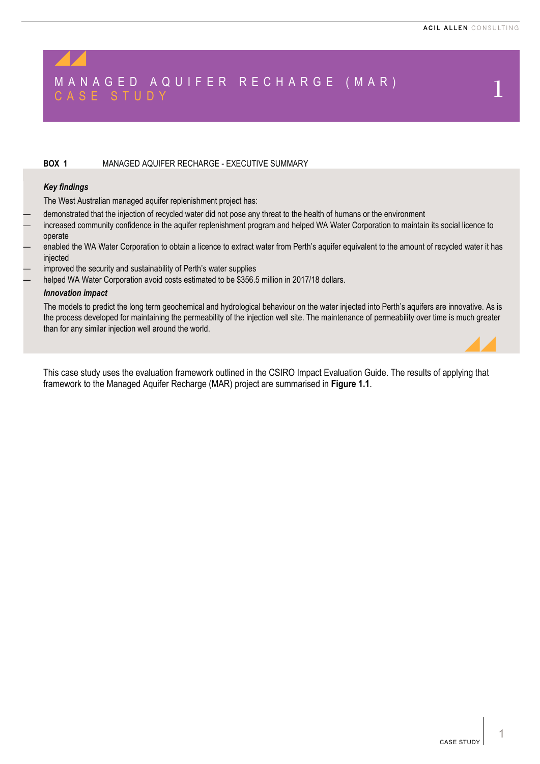# MANAGED AQUIFER RECHARGE (MAR) CASE STUDY

**BOX 1** MANAGED AQUIFER RECHARGE - EXECUTIVE SUMMARY

***Key findings***

The West Australian managed aquifer replenishment project has:

- demonstrated that the injection of recycled water did not pose any threat to the health of humans or the environment
- increased community confidence in the aquifer replenishment program and helped WA Water Corporation to maintain its social licence to operate
- enabled the WA Water Corporation to obtain a licence to extract water from Perth's aquifer equivalent to the amount of recycled water it has injected
- improved the security and sustainability of Perth's water supplies
- helped WA Water Corporation avoid costs estimated to be $356.5 million in 2017/18 dollars.

***Innovation impact***

The models to predict the long term geochemical and hydrological behaviour on the water injected into Perth's aquifers are innovative. As is the process developed for maintaining the permeability of the injection well site. The maintenance of permeability over time is much greater than for any similar injection well around the world.

This case study uses the evaluation framework outlined in the CSIRO Impact Evaluation Guide. The results of applying that framework to the Managed Aquifer Recharge (MAR) project are summarised in **Figure 1.1**.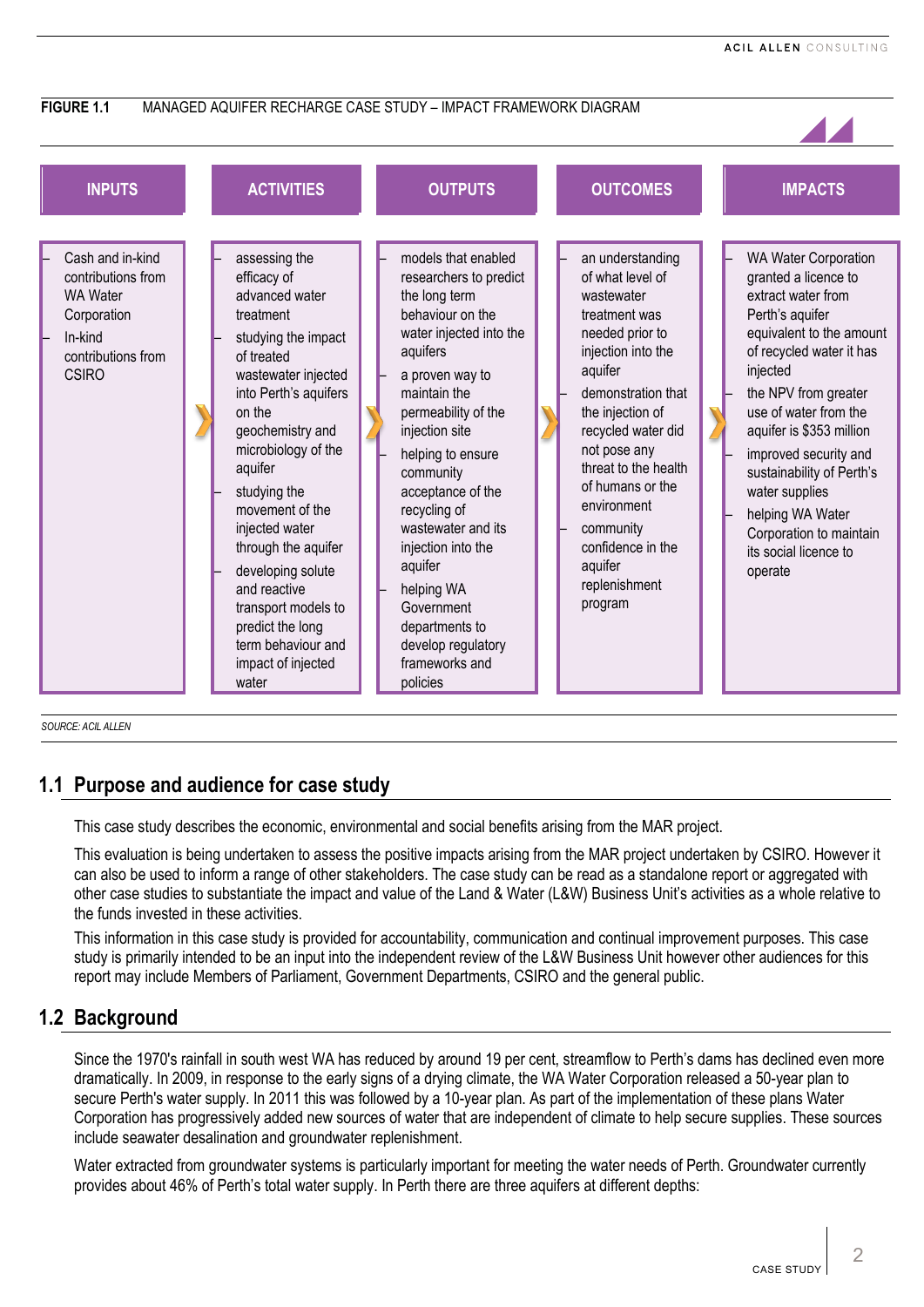FIGURE 1.1 MANAGED AQUIFER RECHARGE CASE STUDY – IMPACT FRAMEWORK DIAGRAM

| INPUTS | ACTIVITIES | OUTPUTS | OUTCOMES | IMPACTS |
|---|---|---|---|---|
| – Cash and in-kind contributions from WA Water Corporation<br>– In-kind contributions from CSIRO | – assessing the efficacy of advanced water treatment<br>– studying the impact of treated wastewater injected into Perth's aquifers on the geochemistry and microbiology of the aquifer<br>– studying the movement of the injected water through the aquifer<br>– developing solute and reactive transport models to predict the long term behaviour and impact of injected water | – models that enabled researchers to predict the long term behaviour on the water injected into the aquifers<br>– a proven way to maintain the permeability of the injection site<br>– helping to ensure community acceptance of the recycling of wastewater and its injection into the aquifer<br>– helping WA Government departments to develop regulatory frameworks and policies | – an understanding of what level of wastewater treatment was needed prior to injection into the aquifer<br>– demonstration that the injection of recycled water did not pose any threat to the health of humans or the environment<br>– community confidence in the aquifer replenishment program | – WA Water Corporation granted a licence to extract water from Perth's aquifer equivalent to the amount of recycled water it has injected<br>– the NPV from greater use of water from the aquifer is $353 million<br>– improved security and sustainability of Perth's water supplies<br>– helping WA Water Corporation to maintain its social licence to operate |

*SOURCE: ACIL ALLEN*

## 1.1 Purpose and audience for case study

This case study describes the economic, environmental and social benefits arising from the MAR project.

This evaluation is being undertaken to assess the positive impacts arising from the MAR project undertaken by CSIRO. However it can also be used to inform a range of other stakeholders. The case study can be read as a standalone report or aggregated with other case studies to substantiate the impact and value of the Land & Water (L&W) Business Unit's activities as a whole relative to the funds invested in these activities.

This information in this case study is provided for accountability, communication and continual improvement purposes. This case study is primarily intended to be an input into the independent review of the L&W Business Unit however other audiences for this report may include Members of Parliament, Government Departments, CSIRO and the general public.

## 1.2 Background

Since the 1970's rainfall in south west WA has reduced by around 19 per cent, streamflow to Perth's dams has declined even more dramatically. In 2009, in response to the early signs of a drying climate, the WA Water Corporation released a 50-year plan to secure Perth's water supply. In 2011 this was followed by a 10-year plan. As part of the implementation of these plans Water Corporation has progressively added new sources of water that are independent of climate to help secure supplies. These sources include seawater desalination and groundwater replenishment.

Water extracted from groundwater systems is particularly important for meeting the water needs of Perth. Groundwater currently provides about 46% of Perth's total water supply. In Perth there are three aquifers at different depths: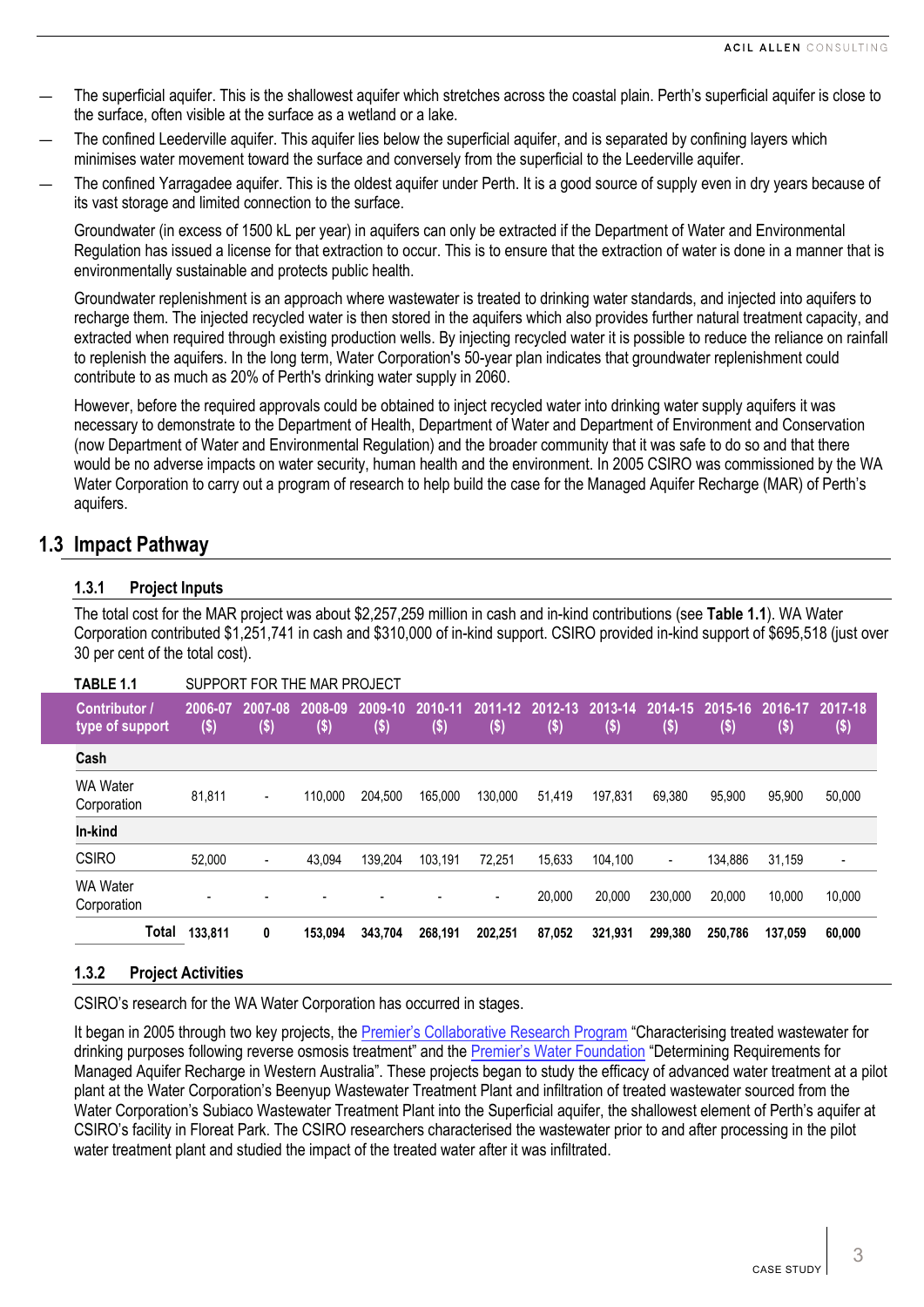- The superficial aquifer. This is the shallowest aquifer which stretches across the coastal plain. Perth's superficial aquifer is close to the surface, often visible at the surface as a wetland or a lake.
- The confined Leederville aquifer. This aquifer lies below the superficial aquifer, and is separated by confining layers which minimises water movement toward the surface and conversely from the superficial to the Leederville aquifer.
- The confined Yarragadee aquifer. This is the oldest aquifer under Perth. It is a good source of supply even in dry years because of its vast storage and limited connection to the surface.

Groundwater (in excess of 1500 kL per year) in aquifers can only be extracted if the Department of Water and Environmental Regulation has issued a license for that extraction to occur. This is to ensure that the extraction of water is done in a manner that is environmentally sustainable and protects public health.

Groundwater replenishment is an approach where wastewater is treated to drinking water standards, and injected into aquifers to recharge them. The injected recycled water is then stored in the aquifers which also provides further natural treatment capacity, and extracted when required through existing production wells. By injecting recycled water it is possible to reduce the reliance on rainfall to replenish the aquifers. In the long term, Water Corporation's 50-year plan indicates that groundwater replenishment could contribute to as much as 20% of Perth's drinking water supply in 2060.

However, before the required approvals could be obtained to inject recycled water into drinking water supply aquifers it was necessary to demonstrate to the Department of Health, Department of Water and Department of Environment and Conservation (now Department of Water and Environmental Regulation) and the broader community that it was safe to do so and that there would be no adverse impacts on water security, human health and the environment. In 2005 CSIRO was commissioned by the WA Water Corporation to carry out a program of research to help build the case for the Managed Aquifer Recharge (MAR) of Perth's aquifers.

## 1.3 Impact Pathway

### 1.3.1 Project Inputs

The total cost for the MAR project was about $2,257,259 million in cash and in-kind contributions (see **Table 1.1**). WA Water Corporation contributed $1,251,741 in cash and $310,000 of in-kind support. CSIRO provided in-kind support of $695,518 (just over 30 per cent of the total cost).

**TABLE 1.1** SUPPORT FOR THE MAR PROJECT

| Contributor / type of support | 2006-07 ($) | 2007-08 ($) | 2008-09 ($) | 2009-10 ($) | 2010-11 ($) | 2011-12 ($) | 2012-13 ($) | 2013-14 ($) | 2014-15 ($) | 2015-16 ($) | 2016-17 ($) | 2017-18 ($) |
|---|---|---|---|---|---|---|---|---|---|---|---|---|
| **Cash** | | | | | | | | | | | | |
| WA Water Corporation | 81,811 | - | 110,000 | 204,500 | 165,000 | 130,000 | 51,419 | 197,831 | 69,380 | 95,900 | 95,900 | 50,000 |
| **In-kind** | | | | | | | | | | | | |
| CSIRO | 52,000 | - | 43,094 | 139,204 | 103,191 | 72,251 | 15,633 | 104,100 | - | 134,886 | 31,159 | - |
| WA Water Corporation | - | - | - | - | - | - | 20,000 | 20,000 | 230,000 | 20,000 | 10,000 | 10,000 |
| **Total** | **133,811** | **0** | **153,094** | **343,704** | **268,191** | **202,251** | **87,052** | **321,931** | **299,380** | **250,786** | **137,059** | **60,000** |

### 1.3.2 Project Activities

CSIRO's research for the WA Water Corporation has occurred in stages.

It began in 2005 through two key projects, the Premier's Collaborative Research Program "Characterising treated wastewater for drinking purposes following reverse osmosis treatment" and the Premier's Water Foundation "Determining Requirements for Managed Aquifer Recharge in Western Australia". These projects began to study the efficacy of advanced water treatment at a pilot plant at the Water Corporation's Beenyup Wastewater Treatment Plant and infiltration of treated wastewater sourced from the Water Corporation's Subiaco Wastewater Treatment Plant into the Superficial aquifer, the shallowest element of Perth's aquifer at CSIRO's facility in Floreat Park. The CSIRO researchers characterised the wastewater prior to and after processing in the pilot water treatment plant and studied the impact of the treated water after it was infiltrated.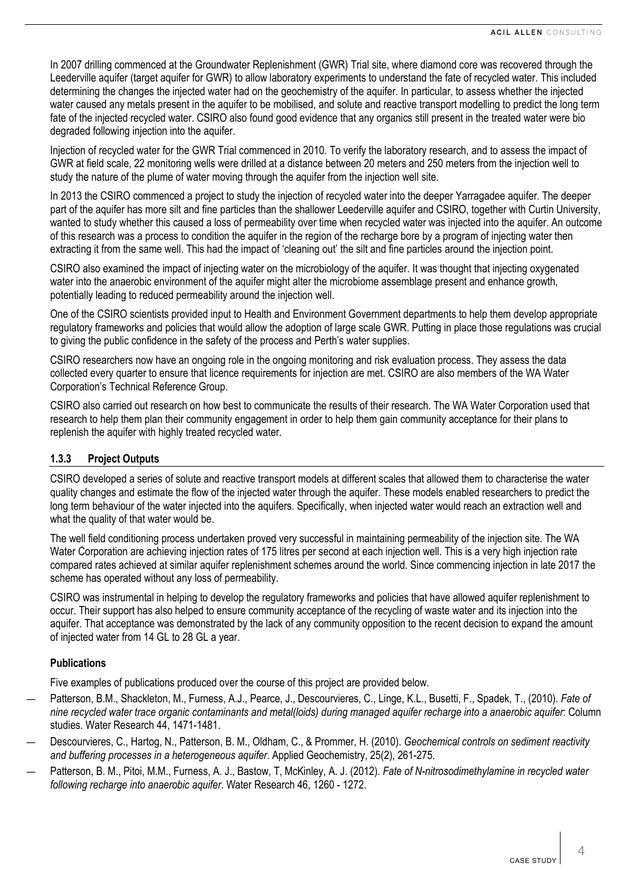In 2007 drilling commenced at the Groundwater Replenishment (GWR) Trial site, where diamond core was recovered through the Leederville aquifer (target aquifer for GWR) to allow laboratory experiments to understand the fate of recycled water. This included determining the changes the injected water had on the geochemistry of the aquifer. In particular, to assess whether the injected water caused any metals present in the aquifer to be mobilised, and solute and reactive transport modelling to predict the long term fate of the injected recycled water. CSIRO also found good evidence that any organics still present in the treated water were bio degraded following injection into the aquifer.

Injection of recycled water for the GWR Trial commenced in 2010. To verify the laboratory research, and to assess the impact of GWR at field scale, 22 monitoring wells were drilled at a distance between 20 meters and 250 meters from the injection well to study the nature of the plume of water moving through the aquifer from the injection well site.

In 2013 the CSIRO commenced a project to study the injection of recycled water into the deeper Yarragadee aquifer. The deeper part of the aquifer has more silt and fine particles than the shallower Leederville aquifer and CSIRO, together with Curtin University, wanted to study whether this caused a loss of permeability over time when recycled water was injected into the aquifer. An outcome of this research was a process to condition the aquifer in the region of the recharge bore by a program of injecting water then extracting it from the same well. This had the impact of 'cleaning out' the silt and fine particles around the injection point.

CSIRO also examined the impact of injecting water on the microbiology of the aquifer. It was thought that injecting oxygenated water into the anaerobic environment of the aquifer might alter the microbiome assemblage present and enhance growth, potentially leading to reduced permeability around the injection well.

One of the CSIRO scientists provided input to Health and Environment Government departments to help them develop appropriate regulatory frameworks and policies that would allow the adoption of large scale GWR. Putting in place those regulations was crucial to giving the public confidence in the safety of the process and Perth's water supplies.

CSIRO researchers now have an ongoing role in the ongoing monitoring and risk evaluation process. They assess the data collected every quarter to ensure that licence requirements for injection are met. CSIRO are also members of the WA Water Corporation's Technical Reference Group.

CSIRO also carried out research on how best to communicate the results of their research. The WA Water Corporation used that research to help them plan their community engagement in order to help them gain community acceptance for their plans to replenish the aquifer with highly treated recycled water.

### 1.3.3 Project Outputs

CSIRO developed a series of solute and reactive transport models at different scales that allowed them to characterise the water quality changes and estimate the flow of the injected water through the aquifer. These models enabled researchers to predict the long term behaviour of the water injected into the aquifers. Specifically, when injected water would reach an extraction well and what the quality of that water would be.

The well field conditioning process undertaken proved very successful in maintaining permeability of the injection site. The WA Water Corporation are achieving injection rates of 175 litres per second at each injection well. This is a very high injection rate compared rates achieved at similar aquifer replenishment schemes around the world. Since commencing injection in late 2017 the scheme has operated without any loss of permeability.

CSIRO was instrumental in helping to develop the regulatory frameworks and policies that have allowed aquifer replenishment to occur. Their support has also helped to ensure community acceptance of the recycling of waste water and its injection into the aquifer. That acceptance was demonstrated by the lack of any community opposition to the recent decision to expand the amount of injected water from 14 GL to 28 GL a year.

#### Publications

Five examples of publications produced over the course of this project are provided below.

- Patterson, B.M., Shackleton, M., Furness, A.J., Pearce, J., Descourvieres, C., Linge, K.L., Busetti, F., Spadek, T., (2010). *Fate of nine recycled water trace organic contaminants and metal(loids) during managed aquifer recharge into a anaerobic aquifer*: Column studies. Water Research 44, 1471-1481.
- Descourvieres, C., Hartog, N., Patterson, B. M., Oldham, C., & Prommer, H. (2010). *Geochemical controls on sediment reactivity and buffering processes in a heterogeneous aquifer*. Applied Geochemistry, 25(2), 261-275.
- Patterson, B. M., Pitoi, M.M., Furness, A. J., Bastow, T, McKinley, A. J. (2012). *Fate of N-nitrosodimethylamine in recycled water following recharge into anaerobic aquifer*. Water Research 46, 1260 - 1272.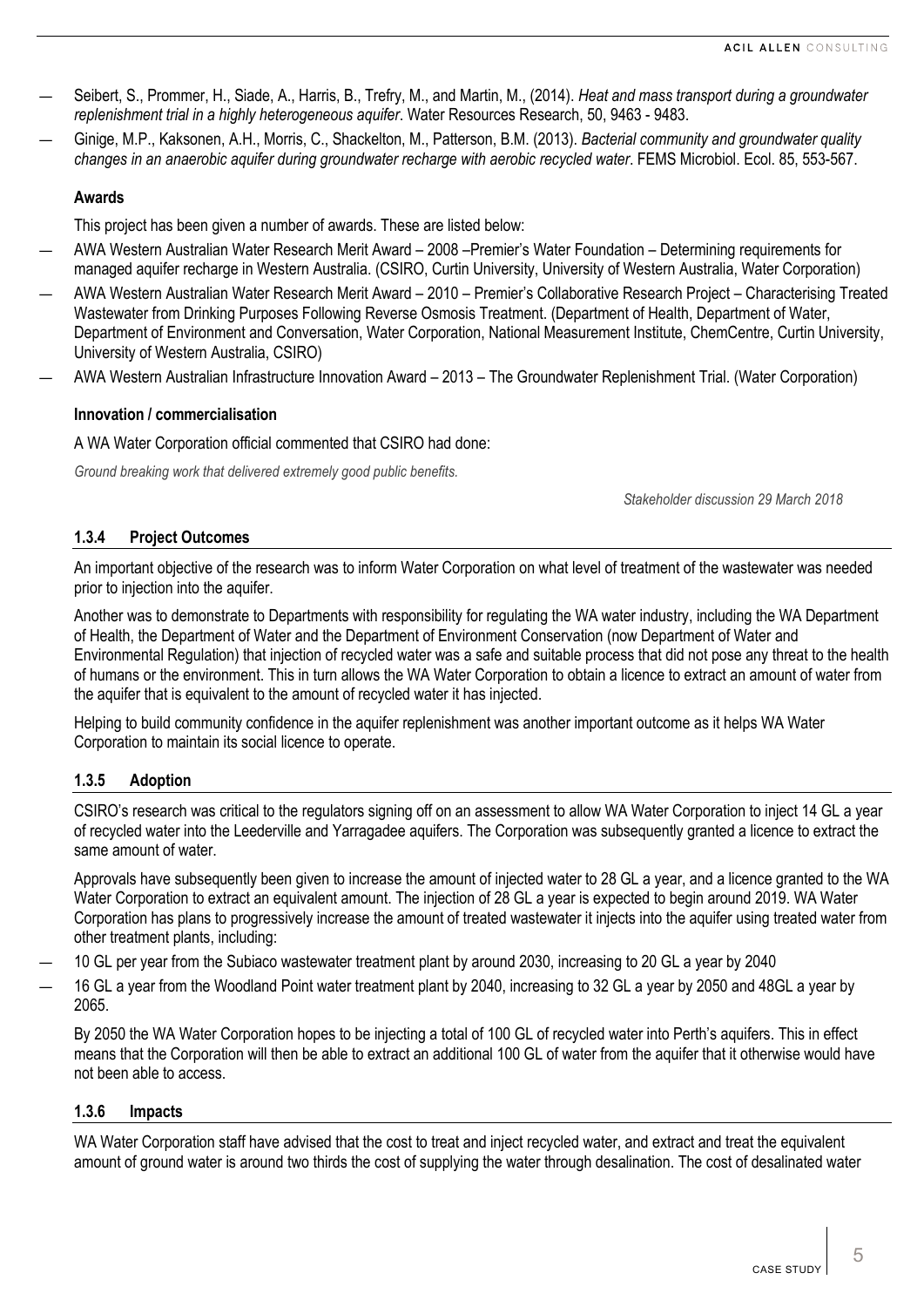- Seibert, S., Prommer, H., Siade, A., Harris, B., Trefry, M., and Martin, M., (2014). *Heat and mass transport during a groundwater replenishment trial in a highly heterogeneous aquifer*. Water Resources Research, 50, 9463 - 9483.
- Ginige, M.P., Kaksonen, A.H., Morris, C., Shackelton, M., Patterson, B.M. (2013). *Bacterial community and groundwater quality changes in an anaerobic aquifer during groundwater recharge with aerobic recycled water*. FEMS Microbiol. Ecol. 85, 553-567.

**Awards**

This project has been given a number of awards. These are listed below:

- AWA Western Australian Water Research Merit Award – 2008 –Premier's Water Foundation – Determining requirements for managed aquifer recharge in Western Australia. (CSIRO, Curtin University, University of Western Australia, Water Corporation)
- AWA Western Australian Water Research Merit Award – 2010 – Premier's Collaborative Research Project – Characterising Treated Wastewater from Drinking Purposes Following Reverse Osmosis Treatment. (Department of Health, Department of Water, Department of Environment and Conversation, Water Corporation, National Measurement Institute, ChemCentre, Curtin University, University of Western Australia, CSIRO)
- AWA Western Australian Infrastructure Innovation Award – 2013 – The Groundwater Replenishment Trial. (Water Corporation)

**Innovation / commercialisation**

A WA Water Corporation official commented that CSIRO had done:

*Ground breaking work that delivered extremely good public benefits.*

*Stakeholder discussion 29 March 2018*

### 1.3.4 Project Outcomes

An important objective of the research was to inform Water Corporation on what level of treatment of the wastewater was needed prior to injection into the aquifer.

Another was to demonstrate to Departments with responsibility for regulating the WA water industry, including the WA Department of Health, the Department of Water and the Department of Environment Conservation (now Department of Water and Environmental Regulation) that injection of recycled water was a safe and suitable process that did not pose any threat to the health of humans or the environment. This in turn allows the WA Water Corporation to obtain a licence to extract an amount of water from the aquifer that is equivalent to the amount of recycled water it has injected.

Helping to build community confidence in the aquifer replenishment was another important outcome as it helps WA Water Corporation to maintain its social licence to operate.

### 1.3.5 Adoption

CSIRO's research was critical to the regulators signing off on an assessment to allow WA Water Corporation to inject 14 GL a year of recycled water into the Leederville and Yarragadee aquifers. The Corporation was subsequently granted a licence to extract the same amount of water.

Approvals have subsequently been given to increase the amount of injected water to 28 GL a year, and a licence granted to the WA Water Corporation to extract an equivalent amount. The injection of 28 GL a year is expected to begin around 2019. WA Water Corporation has plans to progressively increase the amount of treated wastewater it injects into the aquifer using treated water from other treatment plants, including:

- 10 GL per year from the Subiaco wastewater treatment plant by around 2030, increasing to 20 GL a year by 2040
- 16 GL a year from the Woodland Point water treatment plant by 2040, increasing to 32 GL a year by 2050 and 48GL a year by 2065.

By 2050 the WA Water Corporation hopes to be injecting a total of 100 GL of recycled water into Perth's aquifers. This in effect means that the Corporation will then be able to extract an additional 100 GL of water from the aquifer that it otherwise would have not been able to access.

### 1.3.6 Impacts

WA Water Corporation staff have advised that the cost to treat and inject recycled water, and extract and treat the equivalent amount of ground water is around two thirds the cost of supplying the water through desalination. The cost of desalinated water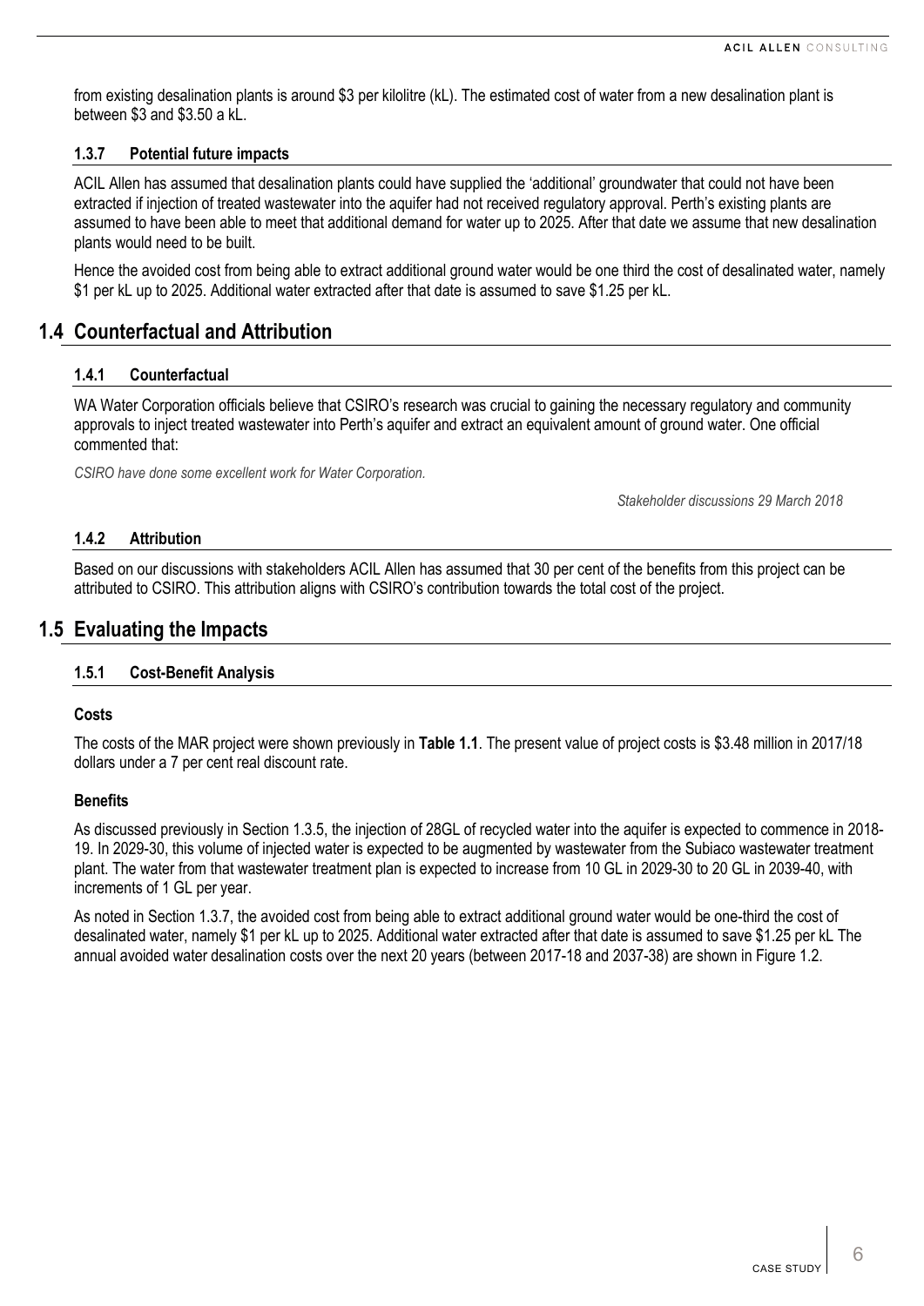from existing desalination plants is around $3 per kilolitre (kL). The estimated cost of water from a new desalination plant is between $3 and $3.50 a kL.

### 1.3.7 Potential future impacts

ACIL Allen has assumed that desalination plants could have supplied the 'additional' groundwater that could not have been extracted if injection of treated wastewater into the aquifer had not received regulatory approval. Perth's existing plants are assumed to have been able to meet that additional demand for water up to 2025. After that date we assume that new desalination plants would need to be built.

Hence the avoided cost from being able to extract additional ground water would be one third the cost of desalinated water, namely $1 per kL up to 2025. Additional water extracted after that date is assumed to save $1.25 per kL.

## 1.4 Counterfactual and Attribution

### 1.4.1 Counterfactual

WA Water Corporation officials believe that CSIRO's research was crucial to gaining the necessary regulatory and community approvals to inject treated wastewater into Perth's aquifer and extract an equivalent amount of ground water. One official commented that:

*CSIRO have done some excellent work for Water Corporation.*

*Stakeholder discussions 29 March 2018*

### 1.4.2 Attribution

Based on our discussions with stakeholders ACIL Allen has assumed that 30 per cent of the benefits from this project can be attributed to CSIRO. This attribution aligns with CSIRO's contribution towards the total cost of the project.

## 1.5 Evaluating the Impacts

### 1.5.1 Cost-Benefit Analysis

**Costs**

The costs of the MAR project were shown previously in **Table 1.1**. The present value of project costs is $3.48 million in 2017/18 dollars under a 7 per cent real discount rate.

**Benefits**

As discussed previously in Section 1.3.5, the injection of 28GL of recycled water into the aquifer is expected to commence in 2018-19. In 2029-30, this volume of injected water is expected to be augmented by wastewater from the Subiaco wastewater treatment plant. The water from that wastewater treatment plan is expected to increase from 10 GL in 2029-30 to 20 GL in 2039-40, with increments of 1 GL per year.

As noted in Section 1.3.7, the avoided cost from being able to extract additional ground water would be one-third the cost of desalinated water, namely $1 per kL up to 2025. Additional water extracted after that date is assumed to save $1.25 per kL The annual avoided water desalination costs over the next 20 years (between 2017-18 and 2037-38) are shown in Figure 1.2.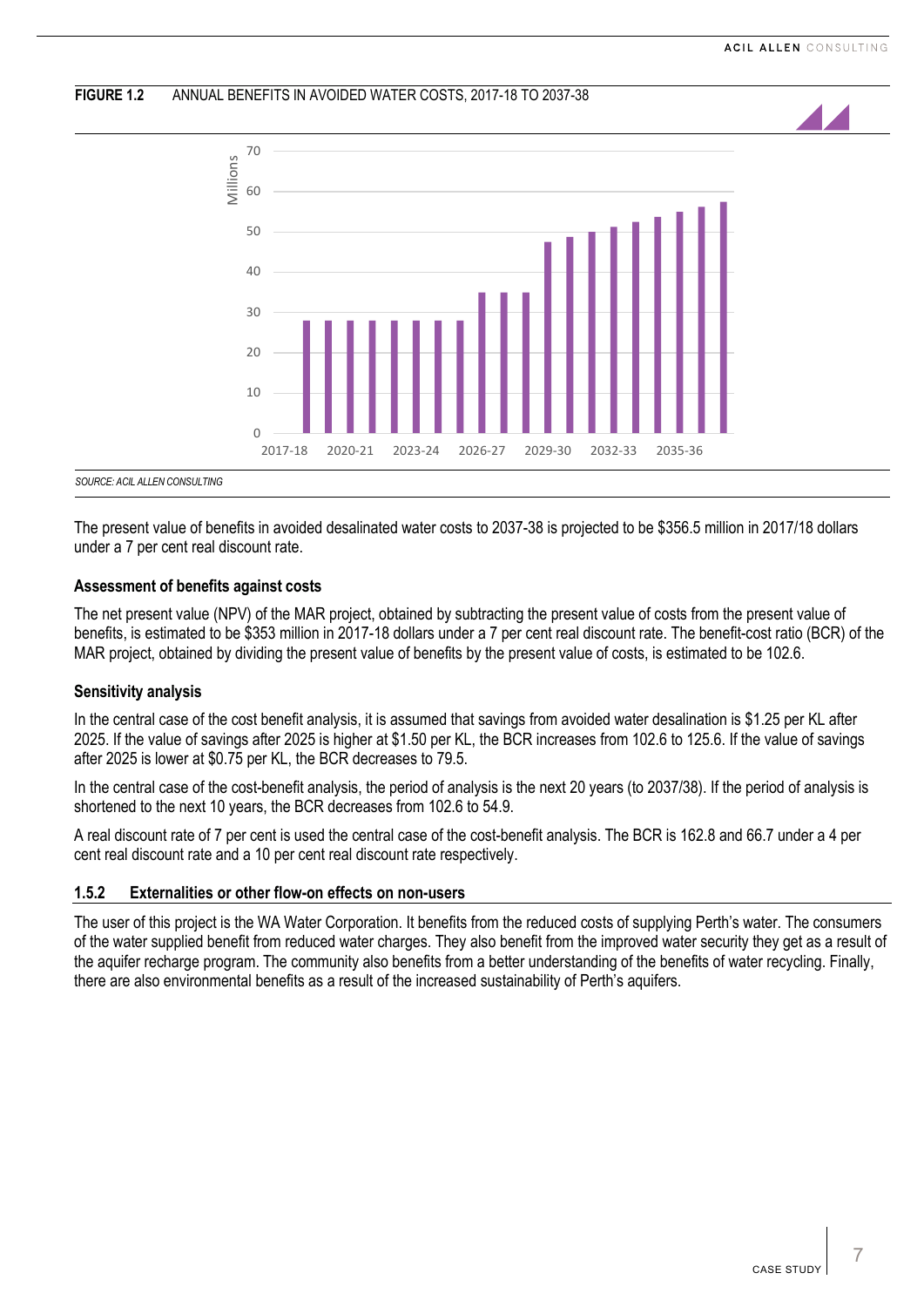**FIGURE 1.2** ANNUAL BENEFITS IN AVOIDED WATER COSTS, 2017-18 TO 2037-38

Millions

70
60
50
40
30
20
10
0

2017-18 2020-21 2023-24 2026-27 2029-30 2032-33 2035-36

*SOURCE: ACIL ALLEN CONSULTING*

The present value of benefits in avoided desalinated water costs to 2037-38 is projected to be $356.5 million in 2017/18 dollars under a 7 per cent real discount rate.

#### Assessment of benefits against costs

The net present value (NPV) of the MAR project, obtained by subtracting the present value of costs from the present value of benefits, is estimated to be $353 million in 2017-18 dollars under a 7 per cent real discount rate. The benefit-cost ratio (BCR) of the MAR project, obtained by dividing the present value of benefits by the present value of costs, is estimated to be 102.6.

#### Sensitivity analysis

In the central case of the cost benefit analysis, it is assumed that savings from avoided water desalination is $1.25 per KL after 2025. If the value of savings after 2025 is higher at $1.50 per KL, the BCR increases from 102.6 to 125.6. If the value of savings after 2025 is lower at $0.75 per KL, the BCR decreases to 79.5.

In the central case of the cost-benefit analysis, the period of analysis is the next 20 years (to 2037/38). If the period of analysis is shortened to the next 10 years, the BCR decreases from 102.6 to 54.9.

A real discount rate of 7 per cent is used the central case of the cost-benefit analysis. The BCR is 162.8 and 66.7 under a 4 per cent real discount rate and a 10 per cent real discount rate respectively.

### 1.5.2 Externalities or other flow-on effects on non-users

The user of this project is the WA Water Corporation. It benefits from the reduced costs of supplying Perth's water. The consumers of the water supplied benefit from reduced water charges. They also benefit from the improved water security they get as a result of the aquifer recharge program. The community also benefits from a better understanding of the benefits of water recycling. Finally, there are also environmental benefits as a result of the increased sustainability of Perth's aquifers.